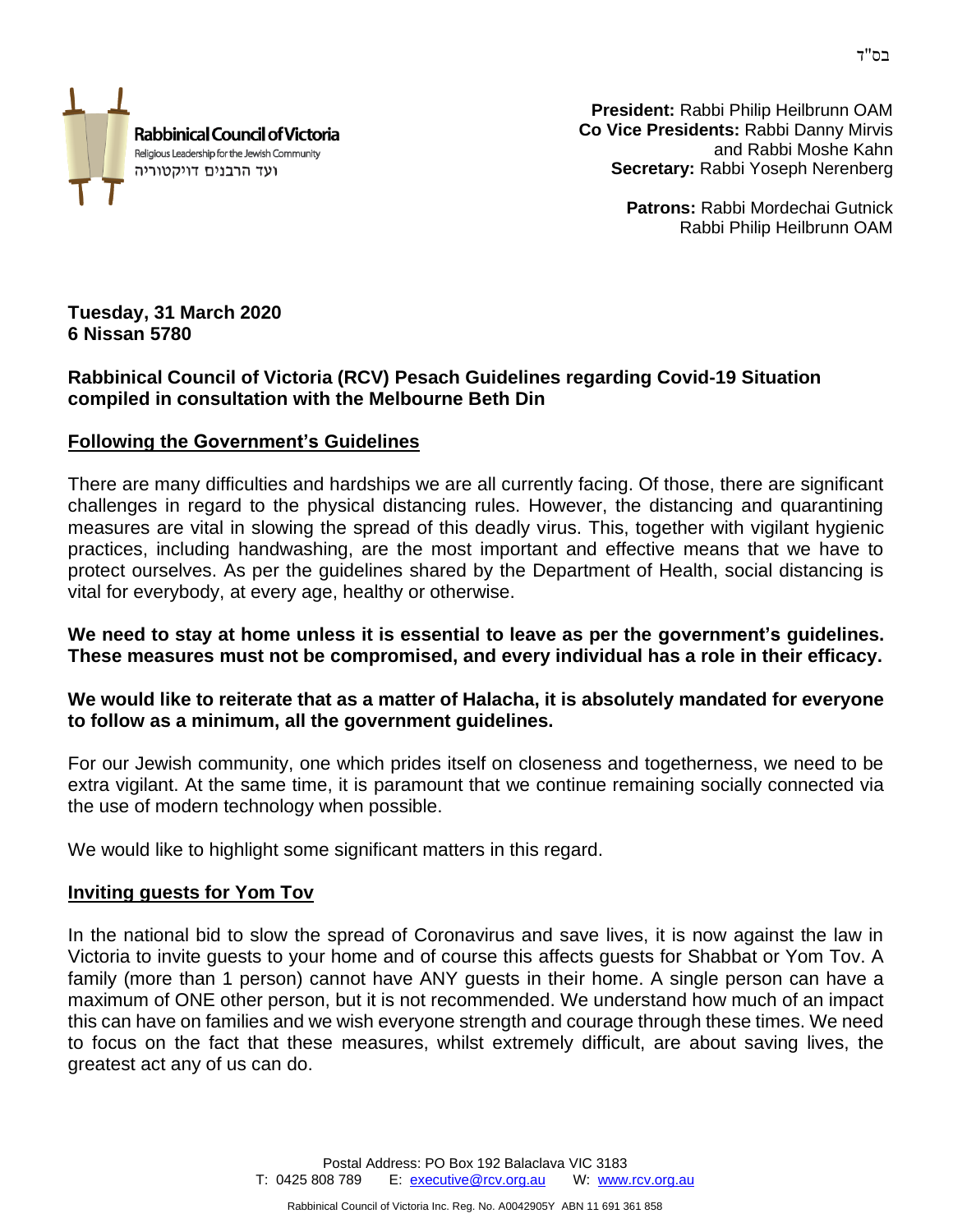בס"ד

**Rabbinical Council of Victoria**
Religious Leadership for the Jewish Community
ועד הרבנים דויקטוריה

**President:** Rabbi Philip Heilbrunn OAM
**Co Vice Presidents:** Rabbi Danny Mirvis and Rabbi Moshe Kahn
**Secretary:** Rabbi Yoseph Nerenberg

**Patrons:** Rabbi Mordechai Gutnick
Rabbi Philip Heilbrunn OAM

**Tuesday, 31 March 2020**
**6 Nissan 5780**

**Rabbinical Council of Victoria (RCV) Pesach Guidelines regarding Covid-19 Situation compiled in consultation with the Melbourne Beth Din**

## Following the Government's Guidelines

There are many difficulties and hardships we are all currently facing. Of those, there are significant challenges in regard to the physical distancing rules. However, the distancing and quarantining measures are vital in slowing the spread of this deadly virus. This, together with vigilant hygienic practices, including handwashing, are the most important and effective means that we have to protect ourselves. As per the guidelines shared by the Department of Health, social distancing is vital for everybody, at every age, healthy or otherwise.

**We need to stay at home unless it is essential to leave as per the government's guidelines. These measures must not be compromised, and every individual has a role in their efficacy.**

**We would like to reiterate that as a matter of Halacha, it is absolutely mandated for everyone to follow as a minimum, all the government guidelines.**

For our Jewish community, one which prides itself on closeness and togetherness, we need to be extra vigilant. At the same time, it is paramount that we continue remaining socially connected via the use of modern technology when possible.

We would like to highlight some significant matters in this regard.

## Inviting guests for Yom Tov

In the national bid to slow the spread of Coronavirus and save lives, it is now against the law in Victoria to invite guests to your home and of course this affects guests for Shabbat or Yom Tov. A family (more than 1 person) cannot have ANY guests in their home. A single person can have a maximum of ONE other person, but it is not recommended. We understand how much of an impact this can have on families and we wish everyone strength and courage through these times. We need to focus on the fact that these measures, whilst extremely difficult, are about saving lives, the greatest act any of us can do.

Postal Address: PO Box 192 Balaclava VIC 3183
T: 0425 808 789 E: executive@rcv.org.au W: www.rcv.org.au

Rabbinical Council of Victoria Inc. Reg. No. A0042905Y ABN 11 691 361 858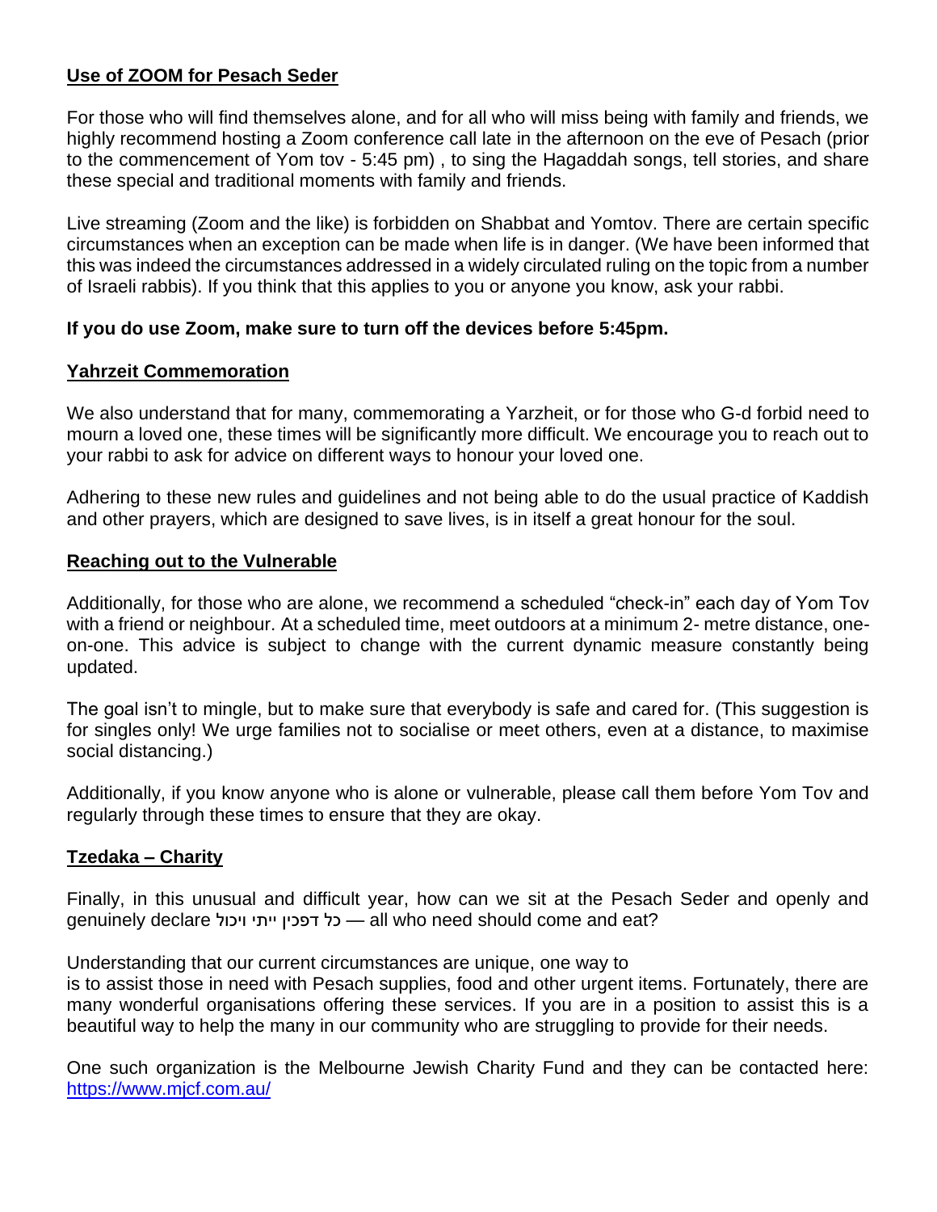**Use of ZOOM for Pesach Seder**

For those who will find themselves alone, and for all who will miss being with family and friends, we highly recommend hosting a Zoom conference call late in the afternoon on the eve of Pesach (prior to the commencement of Yom tov - 5:45 pm) , to sing the Hagaddah songs, tell stories, and share these special and traditional moments with family and friends.

Live streaming (Zoom and the like) is forbidden on Shabbat and Yomtov. There are certain specific circumstances when an exception can be made when life is in danger. (We have been informed that this was indeed the circumstances addressed in a widely circulated ruling on the topic from a number of Israeli rabbis). If you think that this applies to you or anyone you know, ask your rabbi.

**If you do use Zoom, make sure to turn off the devices before 5:45pm.**

**Yahrzeit Commemoration**

We also understand that for many, commemorating a Yarzheit, or for those who G-d forbid need to mourn a loved one, these times will be significantly more difficult. We encourage you to reach out to your rabbi to ask for advice on different ways to honour your loved one.

Adhering to these new rules and guidelines and not being able to do the usual practice of Kaddish and other prayers, which are designed to save lives, is in itself a great honour for the soul.

**Reaching out to the Vulnerable**

Additionally, for those who are alone, we recommend a scheduled "check-in" each day of Yom Tov with a friend or neighbour. At a scheduled time, meet outdoors at a minimum 2- metre distance, one-on-one. This advice is subject to change with the current dynamic measure constantly being updated.

The goal isn't to mingle, but to make sure that everybody is safe and cared for. (This suggestion is for singles only! We urge families not to socialise or meet others, even at a distance, to maximise social distancing.)

Additionally, if you know anyone who is alone or vulnerable, please call them before Yom Tov and regularly through these times to ensure that they are okay.

**Tzedaka – Charity**

Finally, in this unusual and difficult year, how can we sit at the Pesach Seder and openly and genuinely declare כל דפכין ייתי ויכול — all who need should come and eat?

Understanding that our current circumstances are unique, one way to
is to assist those in need with Pesach supplies, food and other urgent items. Fortunately, there are many wonderful organisations offering these services. If you are in a position to assist this is a beautiful way to help the many in our community who are struggling to provide for their needs.

One such organization is the Melbourne Jewish Charity Fund and they can be contacted here: [https://www.mjcf.com.au/](https://www.mjcf.com.au/)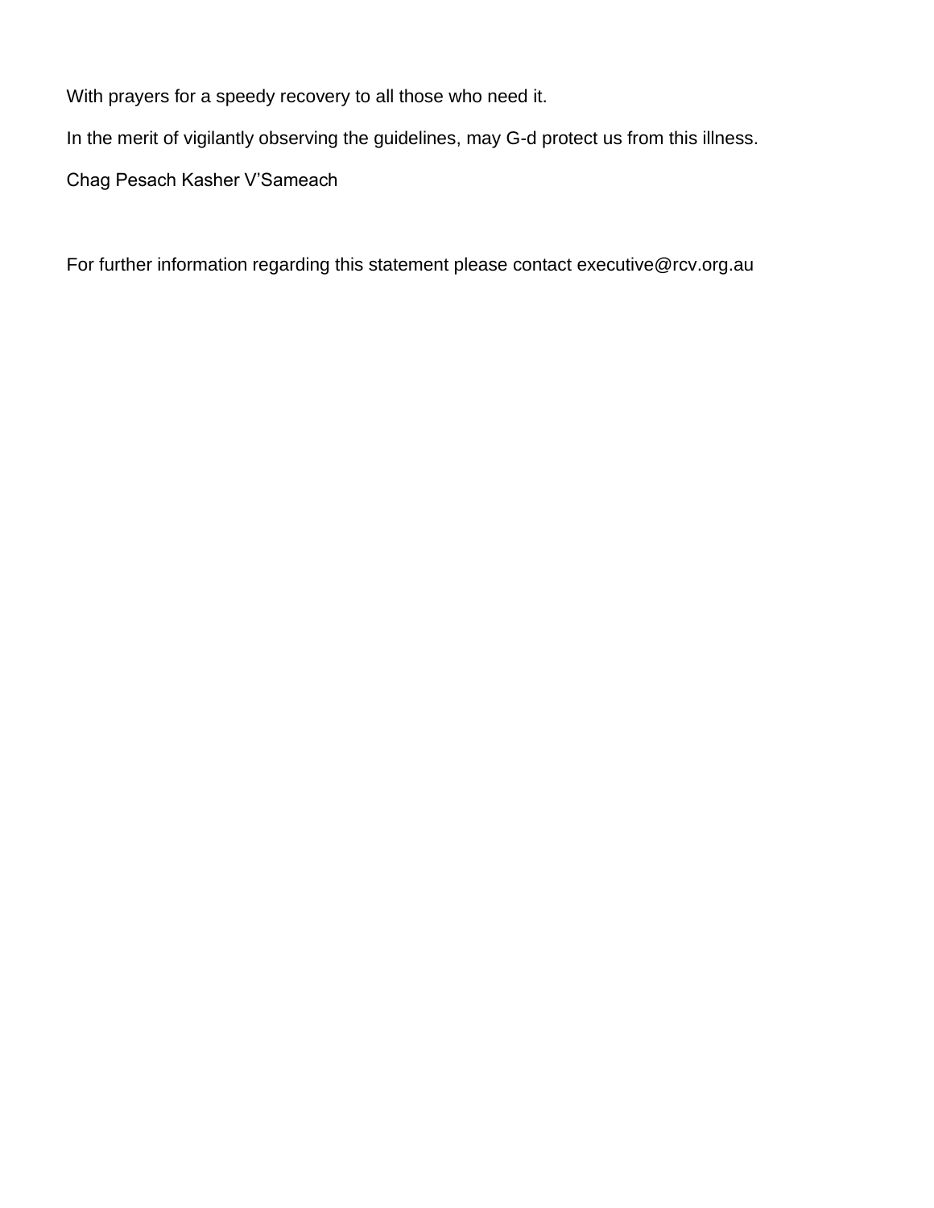With prayers for a speedy recovery to all those who need it.

In the merit of vigilantly observing the guidelines, may G-d protect us from this illness.

Chag Pesach Kasher V'Sameach

For further information regarding this statement please contact executive@rcv.org.au